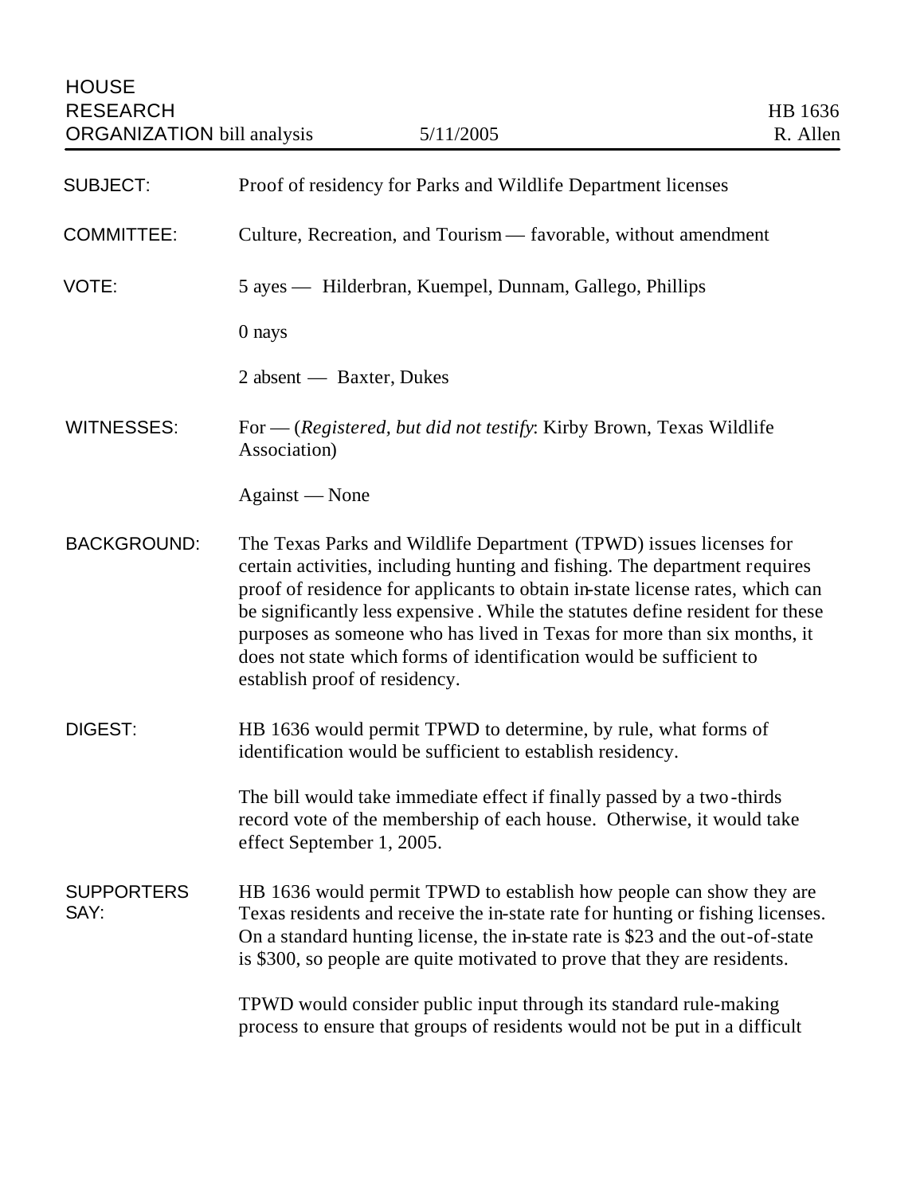HOUSE
RESEARCH
ORGANIZATION bill analysis — 5/11/2005 — HB 1636, R. Allen

**SUBJECT:** Proof of residency for Parks and Wildlife Department licenses

**COMMITTEE:** Culture, Recreation, and Tourism — favorable, without amendment

**VOTE:** 5 ayes — Hilderbran, Kuempel, Dunnam, Gallego, Phillips

0 nays

2 absent — Baxter, Dukes

**WITNESSES:** For — (*Registered, but did not testify*: Kirby Brown, Texas Wildlife Association)

Against — None

**BACKGROUND:** The Texas Parks and Wildlife Department (TPWD) issues licenses for certain activities, including hunting and fishing. The department requires proof of residence for applicants to obtain in-state license rates, which can be significantly less expensive. While the statutes define resident for these purposes as someone who has lived in Texas for more than six months, it does not state which forms of identification would be sufficient to establish proof of residency.

**DIGEST:** HB 1636 would permit TPWD to determine, by rule, what forms of identification would be sufficient to establish residency.

The bill would take immediate effect if finally passed by a two-thirds record vote of the membership of each house. Otherwise, it would take effect September 1, 2005.

**SUPPORTERS SAY:** HB 1636 would permit TPWD to establish how people can show they are Texas residents and receive the in-state rate for hunting or fishing licenses. On a standard hunting license, the in-state rate is $23 and the out-of-state is $300, so people are quite motivated to prove that they are residents.

TPWD would consider public input through its standard rule-making process to ensure that groups of residents would not be put in a difficult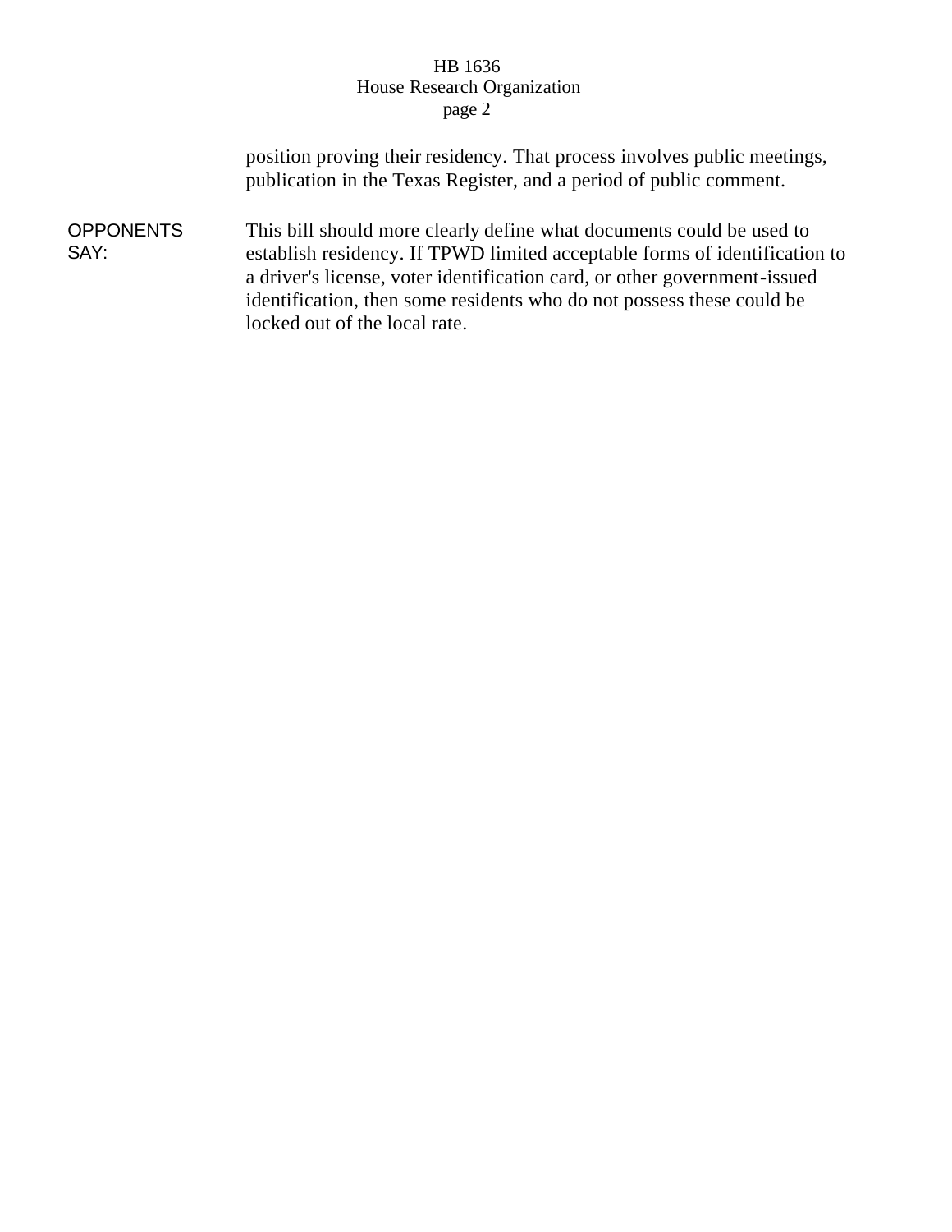position proving their residency. That process involves public meetings, publication in the Texas Register, and a period of public comment.

**OPPONENTS SAY:** This bill should more clearly define what documents could be used to establish residency. If TPWD limited acceptable forms of identification to a driver's license, voter identification card, or other government-issued identification, then some residents who do not possess these could be locked out of the local rate.